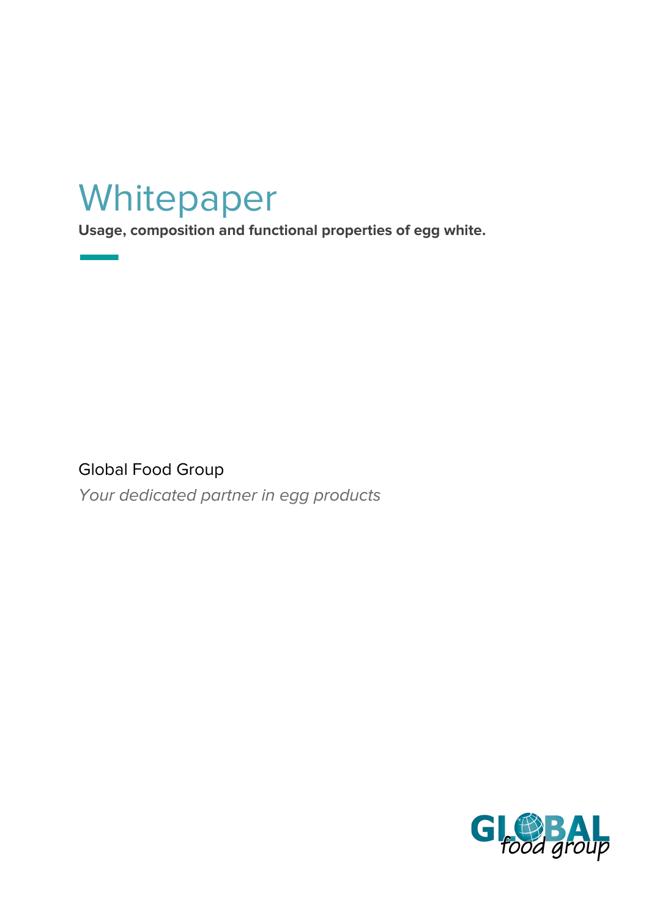# Whitepaper

**Usage, composition and functional properties of egg white.**

Global Food Group

*Your dedicated partner in egg products*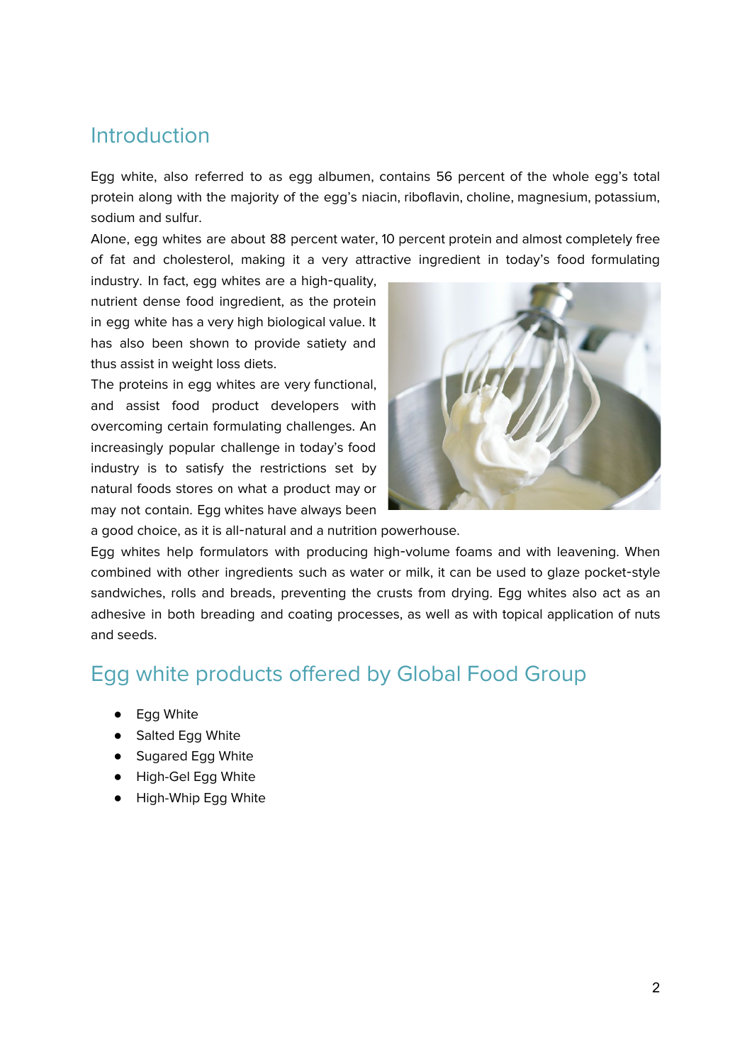## Introduction

Egg white, also referred to as egg albumen, contains 56 percent of the whole egg's total protein along with the majority of the egg's niacin, riboflavin, choline, magnesium, potassium, sodium and sulfur.

Alone, egg whites are about 88 percent water, 10 percent protein and almost completely free of fat and cholesterol, making it a very attractive ingredient in today's food formulating industry. In fact, egg whites are a high-quality, nutrient dense food ingredient, as the protein in egg white has a very high biological value. It has also been shown to provide satiety and thus assist in weight loss diets.

The proteins in egg whites are very functional, and assist food product developers with overcoming certain formulating challenges. An increasingly popular challenge in today's food industry is to satisfy the restrictions set by natural foods stores on what a product may or may not contain. Egg whites have always been a good choice, as it is all-natural and a nutrition powerhouse.

Egg whites help formulators with producing high-volume foams and with leavening. When combined with other ingredients such as water or milk, it can be used to glaze pocket-style sandwiches, rolls and breads, preventing the crusts from drying. Egg whites also act as an adhesive in both breading and coating processes, as well as with topical application of nuts and seeds.

## Egg white products offered by Global Food Group

- Egg White
- Salted Egg White
- Sugared Egg White
- High-Gel Egg White
- High-Whip Egg White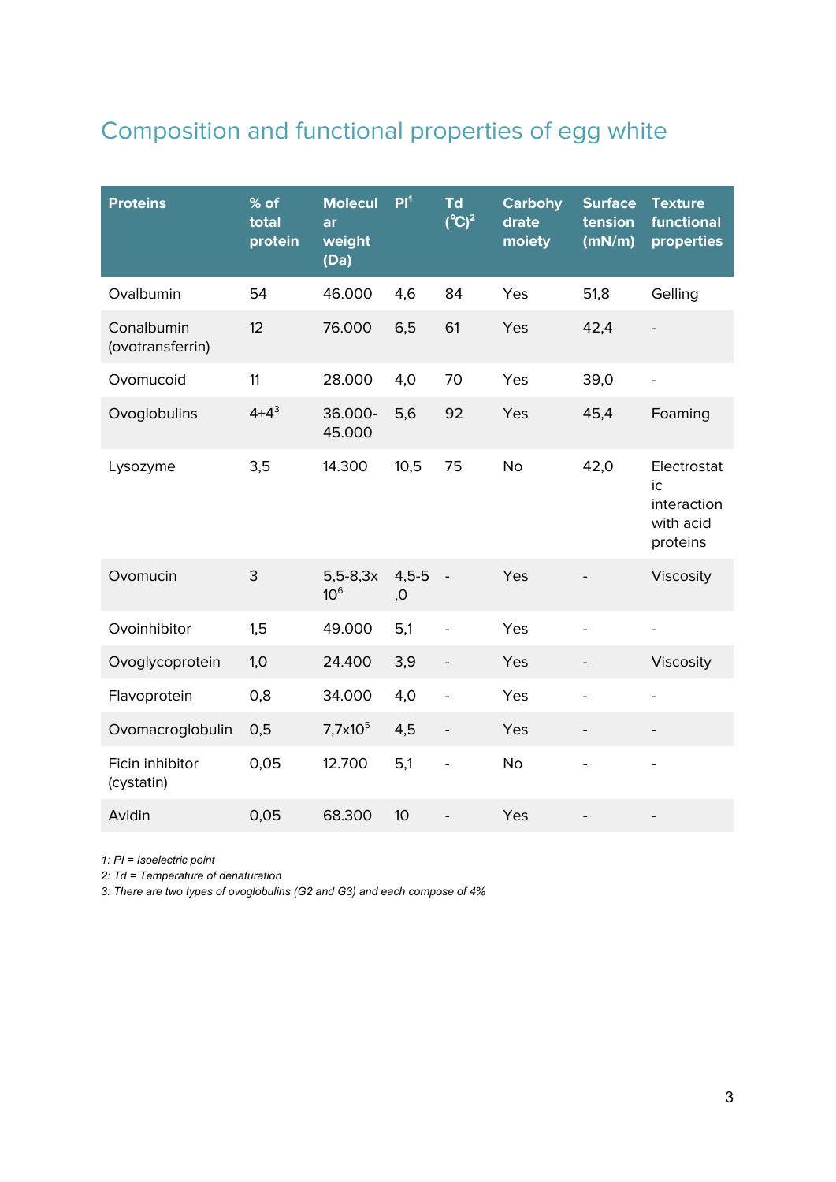## Composition and functional properties of egg white

| Proteins | % of total protein | Molecular weight (Da) | PI[1] | Td (℃)[2] | Carbohydrate moiety | Surface tension (mN/m) | Texture functional properties |
|---|---|---|---|---|---|---|---|
| Ovalbumin | 54 | 46.000 | 4,6 | 84 | Yes | 51,8 | Gelling |
| Conalbumin (ovotransferrin) | 12 | 76.000 | 6,5 | 61 | Yes | 42,4 | - |
| Ovomucoid | 11 | 28.000 | 4,0 | 70 | Yes | 39,0 | - |
| Ovoglobulins | 4+4[3] | 36.000-45.000 | 5,6 | 92 | Yes | 45,4 | Foaming |
| Lysozyme | 3,5 | 14.300 | 10,5 | 75 | No | 42,0 | Electrostatic interaction with acid proteins |
| Ovomucin | 3 | 5,5-8,3x $10^6$ | 4,5-5,0 | - | Yes | - | Viscosity |
| Ovoinhibitor | 1,5 | 49.000 | 5,1 | - | Yes | - | - |
| Ovoglycoprotein | 1,0 | 24.400 | 3,9 | - | Yes | - | Viscosity |
| Flavoprotein | 0,8 | 34.000 | 4,0 | - | Yes | - | - |
| Ovomacroglobulin | 0,5 | 7,7x$10^5$ | 4,5 | - | Yes | - | - |
| Ficin inhibitor (cystatin) | 0,05 | 12.700 | 5,1 | - | No | - | - |
| Avidin | 0,05 | 68.300 | 10 | - | Yes | - | - |

*1: PI = Isoelectric point*
*2: Td = Temperature of denaturation*
*3: There are two types of ovoglobulins (G2 and G3) and each compose of 4%*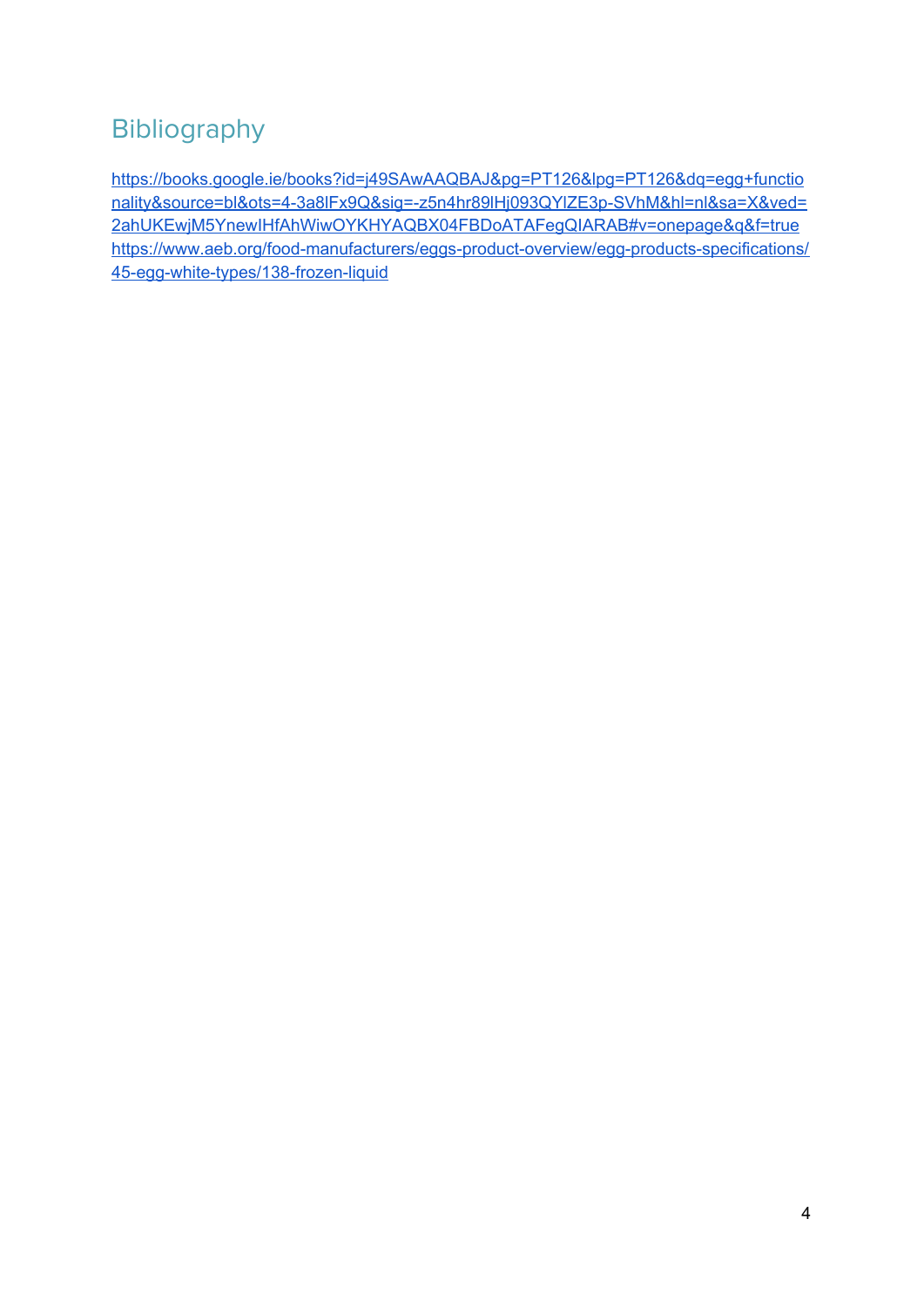## Bibliography

https://books.google.ie/books?id=j49SAwAAQBAJ&pg=PT126&lpg=PT126&dq=egg+functionality&source=bl&ots=4-3a8lFx9Q&sig=-z5n4hr89lHj093QYlZE3p-SVhM&hl=nl&sa=X&ved=2ahUKEwjM5YnewIHfAhWiwOYKHYAQBX04FBDoATAFegQIARAB#v=onepage&q&f=true
https://www.aeb.org/food-manufacturers/eggs-product-overview/egg-products-specifications/45-egg-white-types/138-frozen-liquid